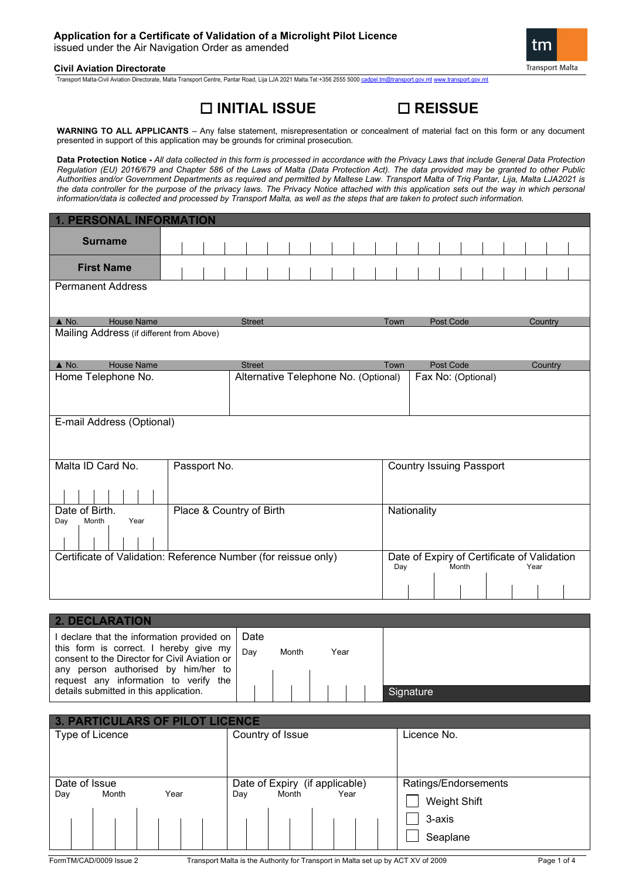## Application for a Certificate of Validation of a Microlight Pilot Licence

issued under the Air Navigation Order as amended

**Civil Aviation Directorate**

Transport Malta-Civil Aviation Directorate, Malta Transport Centre, Pantar Road, Lija LJA 2021 Malta.Tel:+356 2555 5000 cadpel.tm@transport.gov.mt www.transport.gov.mt

tm Transport Malta

# ☐ INITIAL ISSUE ☐ REISSUE

**WARNING TO ALL APPLICANTS** – Any false statement, misrepresentation or concealment of material fact on this form or any document presented in support of this application may be grounds for criminal prosecution.

**Data Protection Notice -** *All data collected in this form is processed in accordance with the Privacy Laws that include General Data Protection Regulation (EU) 2016/679 and Chapter 586 of the Laws of Malta (Data Protection Act). The data provided may be granted to other Public Authorities and/or Government Departments as required and permitted by Maltese Law. Transport Malta of Triq Pantar, Lija, Malta LJA2021 is the data controller for the purpose of the privacy laws. The Privacy Notice attached with this application sets out the way in which personal information/data is collected and processed by Transport Malta, as well as the steps that are taken to protect such information.*

## 1. PERSONAL INFORMATION

| | | |
|---|---|---|
| **Surname** | | |
| **First Name** | | |
| Permanent Address<br>▲ No. House Name Street Town Post Code Country | | |
| Mailing Address (if different from Above)<br>▲ No. House Name Street Town Post Code Country | | |
| Home Telephone No. | Alternative Telephone No. (Optional) | Fax No: (Optional) |
| E-mail Address (Optional) | | |
| Malta ID Card No. | Passport No. | Country Issuing Passport |
| Date of Birth.<br>Day Month Year | Place & Country of Birth | Nationality |
| Certificate of Validation: Reference Number (for reissue only) | | Date of Expiry of Certificate of Validation<br>Day Month Year |

## 2. DECLARATION

| | | |
|---|---|---|
| I declare that the information provided on this form is correct. I hereby give my consent to the Director for Civil Aviation or any person authorised by him/her to request any information to verify the details submitted in this application. | Date<br>Day Month Year | Signature |

## 3. PARTICULARS OF PILOT LICENCE

| | | |
|---|---|---|
| Type of Licence | Country of Issue | Licence No. |
| Date of Issue<br>Day Month Year | Date of Expiry (if applicable)<br>Day Month Year | Ratings/Endorsements<br>☐ Weight Shift<br>☐ 3-axis<br>☐ Seaplane |

FormTM/CAD/0009 Issue 2

Transport Malta is the Authority for Transport in Malta set up by ACT XV of 2009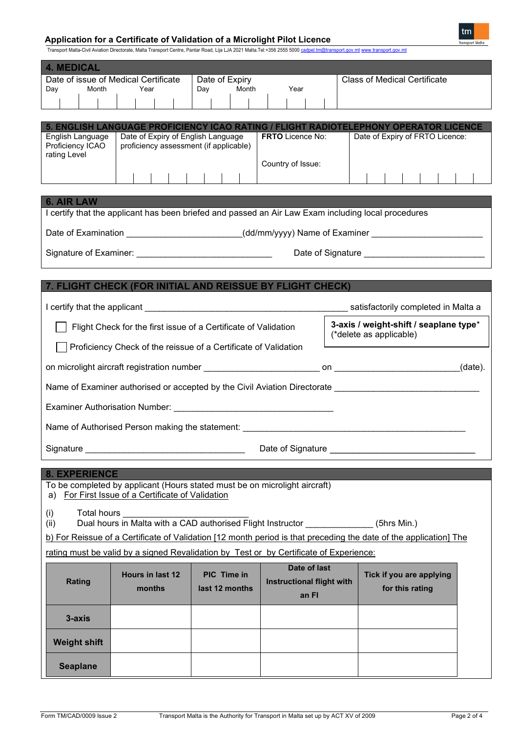## 4. MEDICAL

| Date of issue of Medical Certificate (Day / Month / Year) | Date of Expiry (Day / Month / Year) | Class of Medical Certificate |
|---|---|---|
| | | |

## 5. ENGLISH LANGUAGE PROFICIENCY ICAO RATING / FLIGHT RADIOTELEPHONY OPERATOR LICENCE

| English Language Proficiency ICAO rating Level | Date of Expiry of English Language proficiency assessment (if applicable) | **FRTO** Licence No: Country of Issue: | Date of Expiry of FRTO Licence: |
|---|---|---|---|
| | | | |

## 6. AIR LAW

I certify that the applicant has been briefed and passed an Air Law Exam including local procedures

Date of Examination _______________________(dd/mm/yyyy) Name of Examiner ______________________

Signature of Examiner: ____________________________ Date of Signature ________________________

## 7. FLIGHT CHECK (FOR INITIAL AND REISSUE BY FLIGHT CHECK)

I certify that the applicant __________________________________________ satisfactorily completed in Malta a

☐ Flight Check for the first issue of a Certificate of Validation

☐ Proficiency Check of the reissue of a Certificate of Validation

**3-axis / weight-shift / seaplane type*** (*delete as applicable)

on microlight aircraft registration number ________________________ on __________________________(date).

Name of Examiner authorised or accepted by the Civil Aviation Directorate ______________________________

Examiner Authorisation Number: _________________________________

Name of Authorised Person making the statement: ______________________________________________

Signature __________________________________ Date of Signature ______________________________

## 8. EXPERIENCE

To be completed by applicant (Hours stated must be on microlight aircraft)

a) <u>For First Issue of a Certificate of Validation</u>

(i) Total hours __________________________

(ii) Dual hours in Malta with a CAD authorised Flight Instructor _____________ (5hrs Min.)

<u>b) For Reissue of a Certificate of Validation [12 month period is that preceding the date of the application] The rating must be valid by a signed Revalidation by Test or by Certificate of Experience:</u>

| Rating | Hours in last 12 months | PIC Time in last 12 months | Date of last Instructional flight with an FI | Tick if you are applying for this rating |
|---|---|---|---|---|
| **3-axis** | | | | |
| **Weight shift** | | | | |
| **Seaplane** | | | | |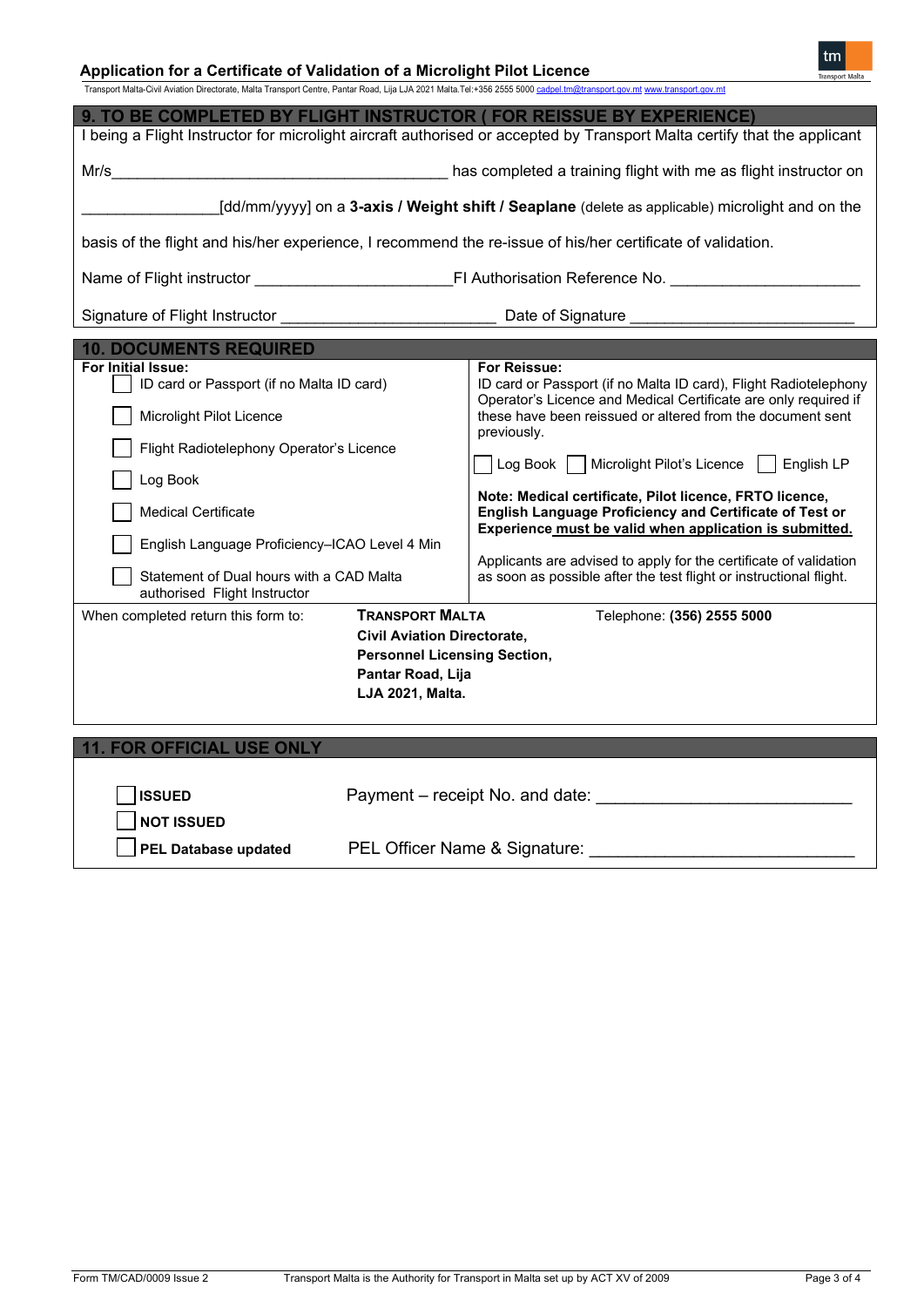## 9. TO BE COMPLETED BY FLIGHT INSTRUCTOR ( FOR REISSUE BY EXPERIENCE)

I being a Flight Instructor for microlight aircraft authorised or accepted by Transport Malta certify that the applicant

Mr/s_______________________________________ has completed a training flight with me as flight instructor on

________________[dd/mm/yyyy] on a **3-axis / Weight shift / Seaplane** (delete as applicable) microlight and on the

basis of the flight and his/her experience, I recommend the re-issue of his/her certificate of validation.

Name of Flight instructor ______________________FI Authorisation Reference No. ______________________

Signature of Flight Instructor ________________________ Date of Signature __________________________

## 10. DOCUMENTS REQUIRED

**For Initial Issue:**

- ☐ ID card or Passport (if no Malta ID card)
- ☐ Microlight Pilot Licence
- ☐ Flight Radiotelephony Operator's Licence
- ☐ Log Book
- ☐ Medical Certificate
- ☐ English Language Proficiency–ICAO Level 4 Min
- ☐ Statement of Dual hours with a CAD Malta authorised Flight Instructor

**For Reissue:**

ID card or Passport (if no Malta ID card), Flight Radiotelephony Operator's Licence and Medical Certificate are only required if these have been reissued or altered from the document sent previously.

☐ Log Book ☐ Microlight Pilot's Licence ☐ English LP

**Note: Medical certificate, Pilot licence, FRTO licence, English Language Proficiency and Certificate of Test or Experience <u>must be valid when application is submitted.</u>**

Applicants are advised to apply for the certificate of validation as soon as possible after the test flight or instructional flight.

When completed return this form to:

**TRANSPORT MALTA**
**Civil Aviation Directorate,**
**Personnel Licensing Section,**
**Pantar Road, Lija**
**LJA 2021, Malta.**

Telephone: **(356) 2555 5000**

## 11. FOR OFFICIAL USE ONLY

- ☐ **ISSUED**
- ☐ **NOT ISSUED**
- ☐ **PEL Database updated**

Payment – receipt No. and date: ___________________________

PEL Officer Name & Signature: ____________________________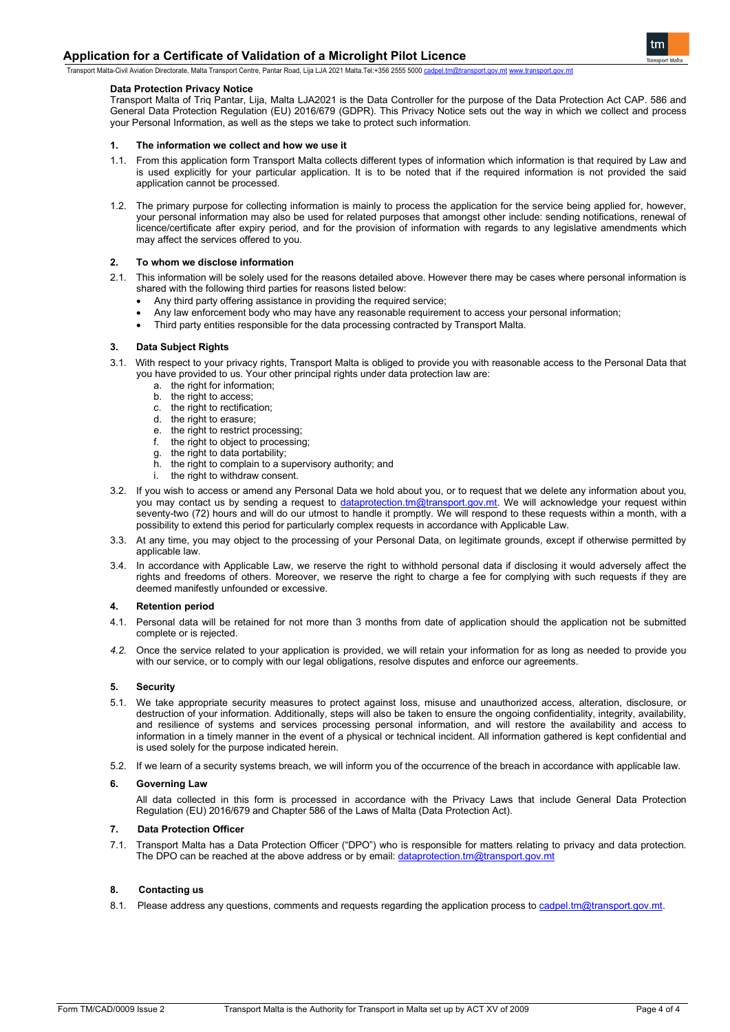## Data Protection Privacy Notice

Transport Malta of Triq Pantar, Lija, Malta LJA2021 is the Data Controller for the purpose of the Data Protection Act CAP. 586 and General Data Protection Regulation (EU) 2016/679 (GDPR). This Privacy Notice sets out the way in which we collect and process your Personal Information, as well as the steps we take to protect such information.

### 1. The information we collect and how we use it

1.1. From this application form Transport Malta collects different types of information which information is that required by Law and is used explicitly for your particular application. It is to be noted that if the required information is not provided the said application cannot be processed.

1.2. The primary purpose for collecting information is mainly to process the application for the service being applied for, however, your personal information may also be used for related purposes that amongst other include: sending notifications, renewal of licence/certificate after expiry period, and for the provision of information with regards to any legislative amendments which may affect the services offered to you.

### 2. To whom we disclose information

2.1. This information will be solely used for the reasons detailed above. However there may be cases where personal information is shared with the following third parties for reasons listed below:

- Any third party offering assistance in providing the required service;
- Any law enforcement body who may have any reasonable requirement to access your personal information;
- Third party entities responsible for the data processing contracted by Transport Malta.

### 3. Data Subject Rights

3.1. With respect to your privacy rights, Transport Malta is obliged to provide you with reasonable access to the Personal Data that you have provided to us. Your other principal rights under data protection law are:

a. the right for information;
b. the right to access;
c. the right to rectification;
d. the right to erasure;
e. the right to restrict processing;
f. the right to object to processing;
g. the right to data portability;
h. the right to complain to a supervisory authority; and
i. the right to withdraw consent.

3.2. If you wish to access or amend any Personal Data we hold about you, or to request that we delete any information about you, you may contact us by sending a request to dataprotection.tm@transport.gov.mt. We will acknowledge your request within seventy-two (72) hours and will do our utmost to handle it promptly. We will respond to these requests within a month, with a possibility to extend this period for particularly complex requests in accordance with Applicable Law.

3.3. At any time, you may object to the processing of your Personal Data, on legitimate grounds, except if otherwise permitted by applicable law.

3.4. In accordance with Applicable Law, we reserve the right to withhold personal data if disclosing it would adversely affect the rights and freedoms of others. Moreover, we reserve the right to charge a fee for complying with such requests if they are deemed manifestly unfounded or excessive.

### 4. Retention period

4.1. Personal data will be retained for not more than 3 months from date of application should the application not be submitted complete or is rejected.

*4.2.* Once the service related to your application is provided, we will retain your information for as long as needed to provide you with our service, or to comply with our legal obligations, resolve disputes and enforce our agreements.

### 5. Security

5.1. We take appropriate security measures to protect against loss, misuse and unauthorized access, alteration, disclosure, or destruction of your information. Additionally, steps will also be taken to ensure the ongoing confidentiality, integrity, availability, and resilience of systems and services processing personal information, and will restore the availability and access to information in a timely manner in the event of a physical or technical incident. All information gathered is kept confidential and is used solely for the purpose indicated herein.

5.2. If we learn of a security systems breach, we will inform you of the occurrence of the breach in accordance with applicable law.

### 6. Governing Law

All data collected in this form is processed in accordance with the Privacy Laws that include General Data Protection Regulation (EU) 2016/679 and Chapter 586 of the Laws of Malta (Data Protection Act).

### 7. Data Protection Officer

7.1. Transport Malta has a Data Protection Officer ("DPO") who is responsible for matters relating to privacy and data protection. The DPO can be reached at the above address or by email: dataprotection.tm@transport.gov.mt

### 8. Contacting us

8.1. Please address any questions, comments and requests regarding the application process to cadpel.tm@transport.gov.mt.